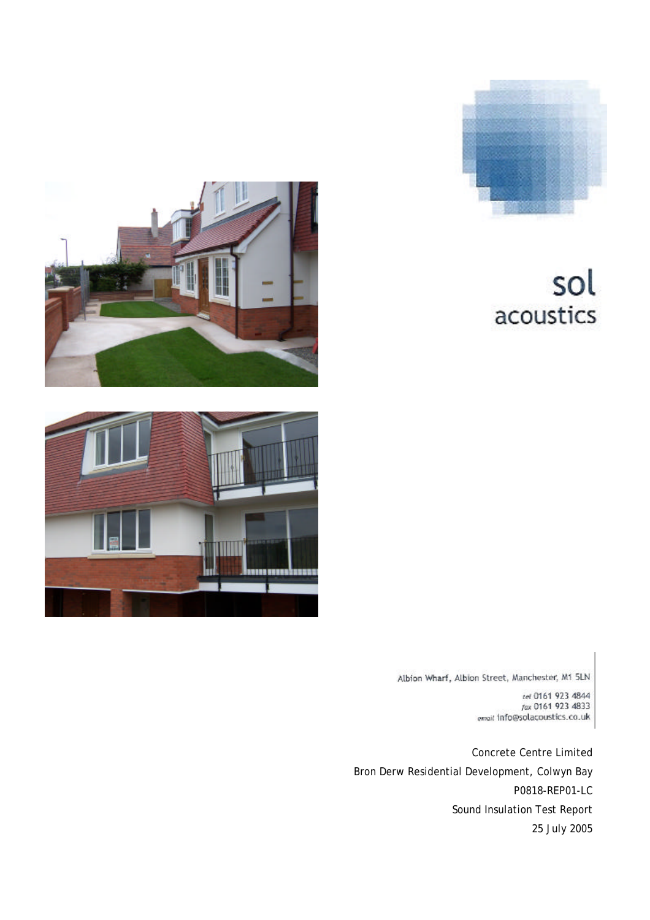sol
acoustics

Albion Wharf, Albion Street, Manchester, M1 5LN

tel 0161 923 4844
fax 0161 923 4833
email info@solacoustics.co.uk

Concrete Centre Limited

Bron Derw Residential Development, Colwyn Bay

P0818-REP01-LC

Sound Insulation Test Report

25 July 2005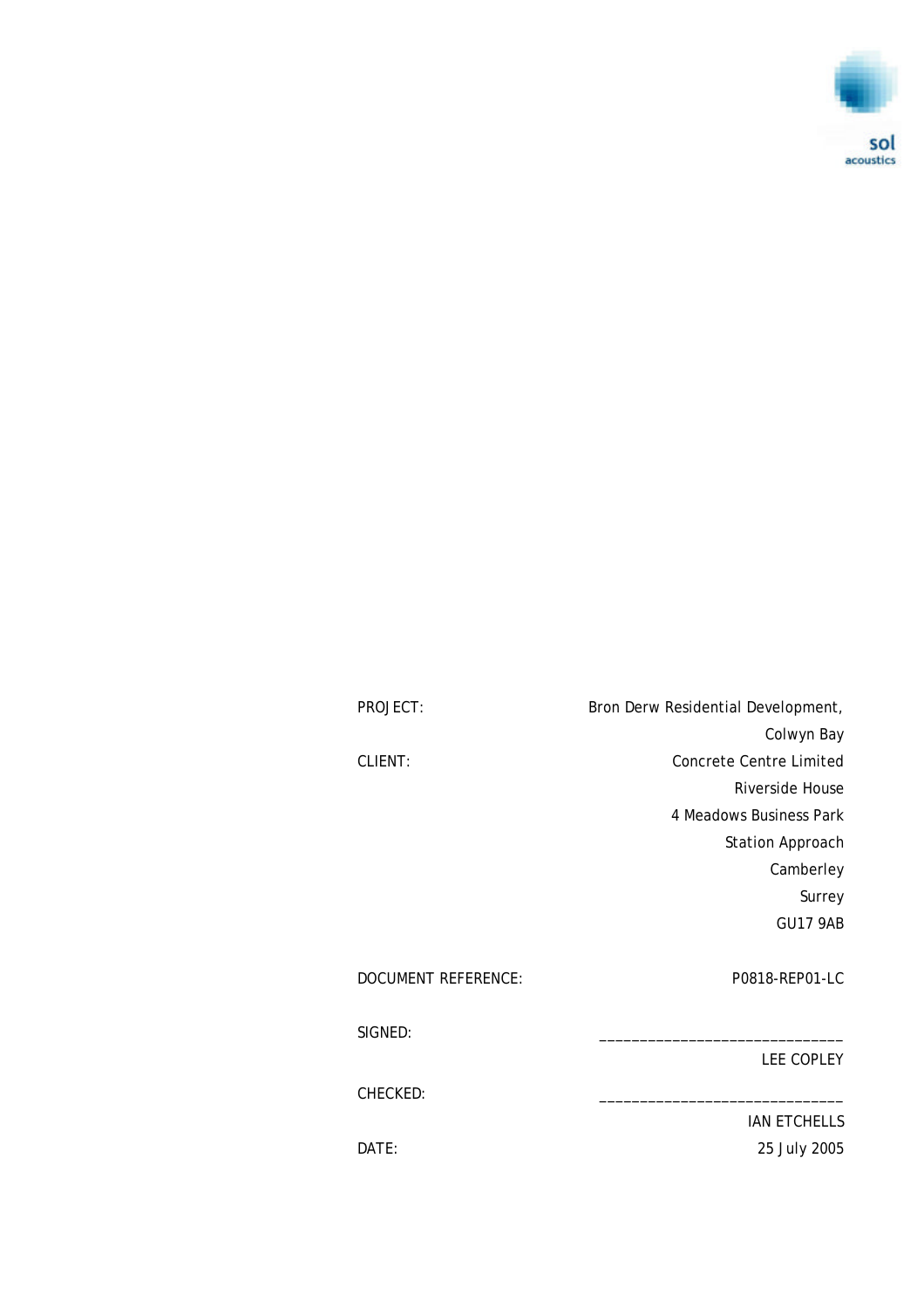sol acoustics

| | |
|---|---|
| PROJECT: | Bron Derw Residential Development, Colwyn Bay |
| CLIENT: | Concrete Centre Limited<br>Riverside House<br>4 Meadows Business Park<br>Station Approach<br>Camberley<br>Surrey<br>GU17 9AB |
| DOCUMENT REFERENCE: | P0818-REP01-LC |
| SIGNED: | _____________________________<br>LEE COPLEY |
| CHECKED: | _____________________________<br>IAN ETCHELLS |
| DATE: | 25 July 2005 |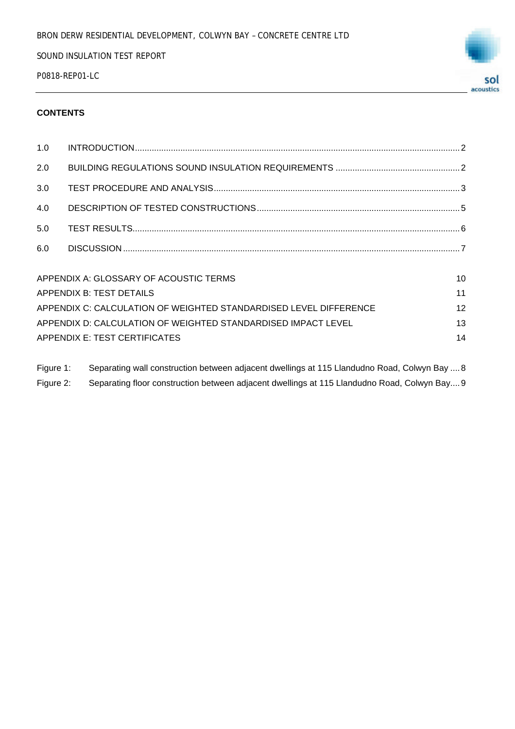**CONTENTS**

| | | |
|---|---|---|
| 1.0 | INTRODUCTION | 2 |
| 2.0 | BUILDING REGULATIONS SOUND INSULATION REQUIREMENTS | 2 |
| 3.0 | TEST PROCEDURE AND ANALYSIS | 3 |
| 4.0 | DESCRIPTION OF TESTED CONSTRUCTIONS | 5 |
| 5.0 | TEST RESULTS | 6 |
| 6.0 | DISCUSSION | 7 |

| | |
|---|---|
| APPENDIX A: GLOSSARY OF ACOUSTIC TERMS | 10 |
| APPENDIX B: TEST DETAILS | 11 |
| APPENDIX C: CALCULATION OF WEIGHTED STANDARDISED LEVEL DIFFERENCE | 12 |
| APPENDIX D: CALCULATION OF WEIGHTED STANDARDISED IMPACT LEVEL | 13 |
| APPENDIX E: TEST CERTIFICATES | 14 |

| | | |
|---|---|---|
| Figure 1: | Separating wall construction between adjacent dwellings at 115 Llandudno Road, Colwyn Bay | 8 |
| Figure 2: | Separating floor construction between adjacent dwellings at 115 Llandudno Road, Colwyn Bay | 9 |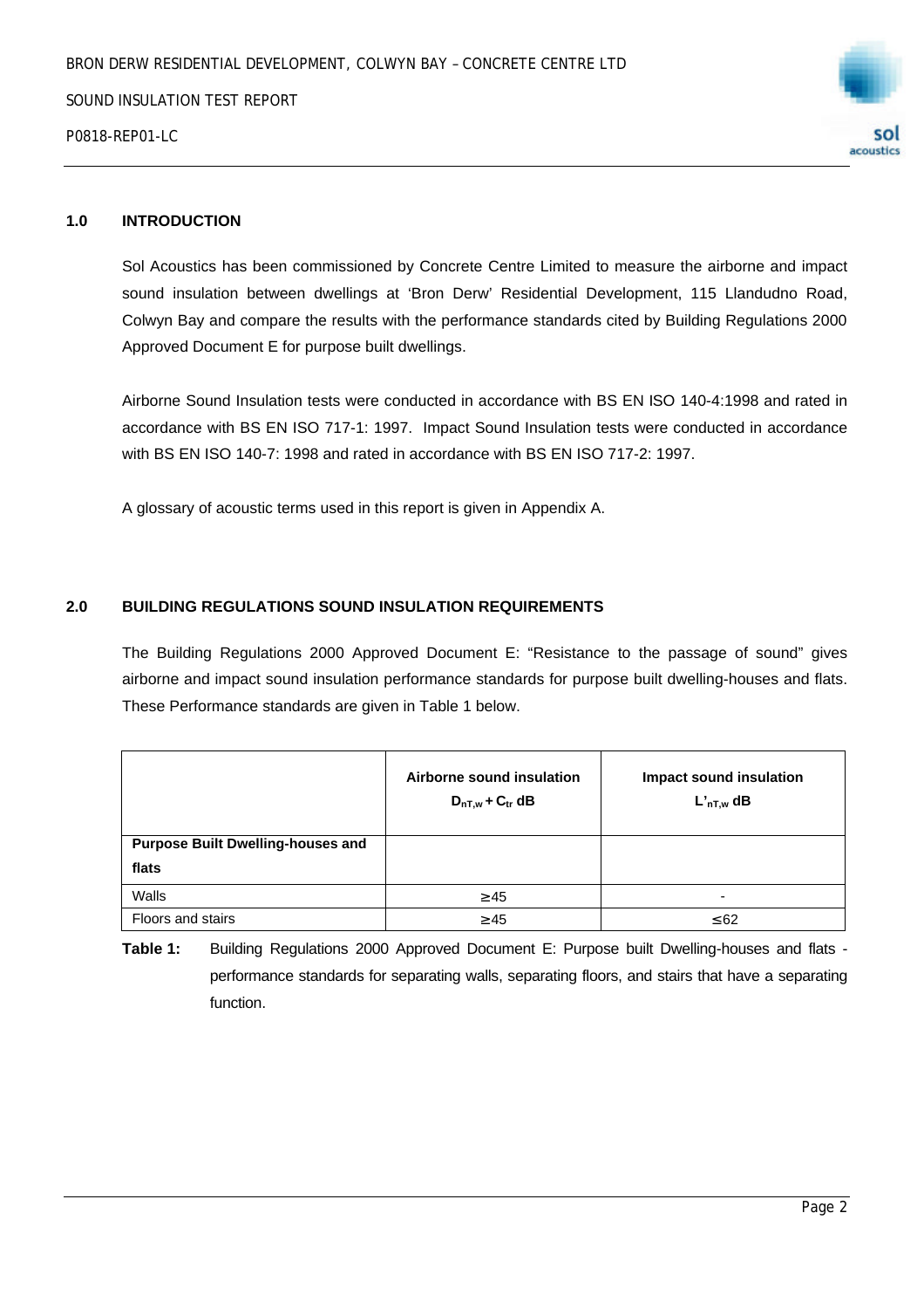## 1.0 INTRODUCTION

Sol Acoustics has been commissioned by Concrete Centre Limited to measure the airborne and impact sound insulation between dwellings at 'Bron Derw' Residential Development, 115 Llandudno Road, Colwyn Bay and compare the results with the performance standards cited by Building Regulations 2000 Approved Document E for purpose built dwellings.

Airborne Sound Insulation tests were conducted in accordance with BS EN ISO 140-4:1998 and rated in accordance with BS EN ISO 717-1: 1997. Impact Sound Insulation tests were conducted in accordance with BS EN ISO 140-7: 1998 and rated in accordance with BS EN ISO 717-2: 1997.

A glossary of acoustic terms used in this report is given in Appendix A.

## 2.0 BUILDING REGULATIONS SOUND INSULATION REQUIREMENTS

The Building Regulations 2000 Approved Document E: "Resistance to the passage of sound" gives airborne and impact sound insulation performance standards for purpose built dwelling-houses and flats. These Performance standards are given in Table 1 below.

| | **Airborne sound insulation** $D_{nT,w} + C_{tr}$ **dB** | **Impact sound insulation** $L'_{nT,w}$ **dB** |
|---|---|---|
| **Purpose Built Dwelling-houses and flats** | | |
| Walls | ≥45 | - |
| Floors and stairs | ≥45 | ≤62 |

**Table 1:** Building Regulations 2000 Approved Document E: Purpose built Dwelling-houses and flats - performance standards for separating walls, separating floors, and stairs that have a separating function.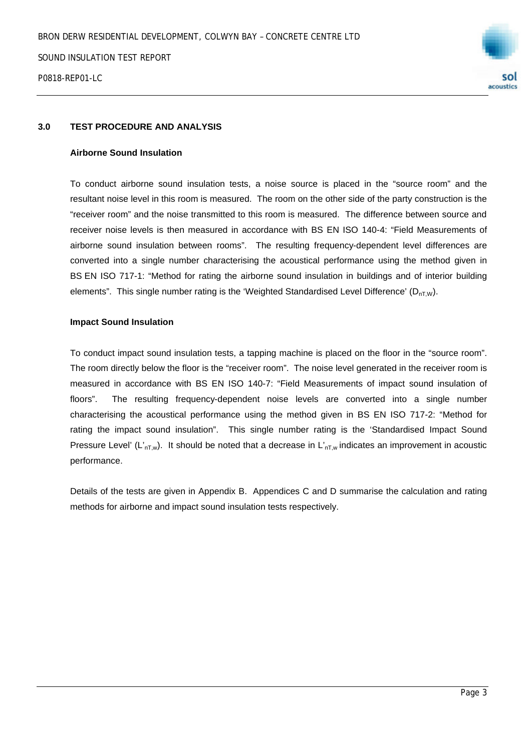## 3.0 TEST PROCEDURE AND ANALYSIS

### Airborne Sound Insulation

To conduct airborne sound insulation tests, a noise source is placed in the "source room" and the resultant noise level in this room is measured. The room on the other side of the party construction is the "receiver room" and the noise transmitted to this room is measured. The difference between source and receiver noise levels is then measured in accordance with BS EN ISO 140-4: "Field Measurements of airborne sound insulation between rooms". The resulting frequency-dependent level differences are converted into a single number characterising the acoustical performance using the method given in BS EN ISO 717-1: "Method for rating the airborne sound insulation in buildings and of interior building elements". This single number rating is the 'Weighted Standardised Level Difference' ($D_{nT,W}$).

### Impact Sound Insulation

To conduct impact sound insulation tests, a tapping machine is placed on the floor in the "source room". The room directly below the floor is the "receiver room". The noise level generated in the receiver room is measured in accordance with BS EN ISO 140-7: "Field Measurements of impact sound insulation of floors". The resulting frequency-dependent noise levels are converted into a single number characterising the acoustical performance using the method given in BS EN ISO 717-2: "Method for rating the impact sound insulation". This single number rating is the 'Standardised Impact Sound Pressure Level' ($L'_{nT,w}$). It should be noted that a decrease in $L'_{nT,w}$ indicates an improvement in acoustic performance.

Details of the tests are given in Appendix B. Appendices C and D summarise the calculation and rating methods for airborne and impact sound insulation tests respectively.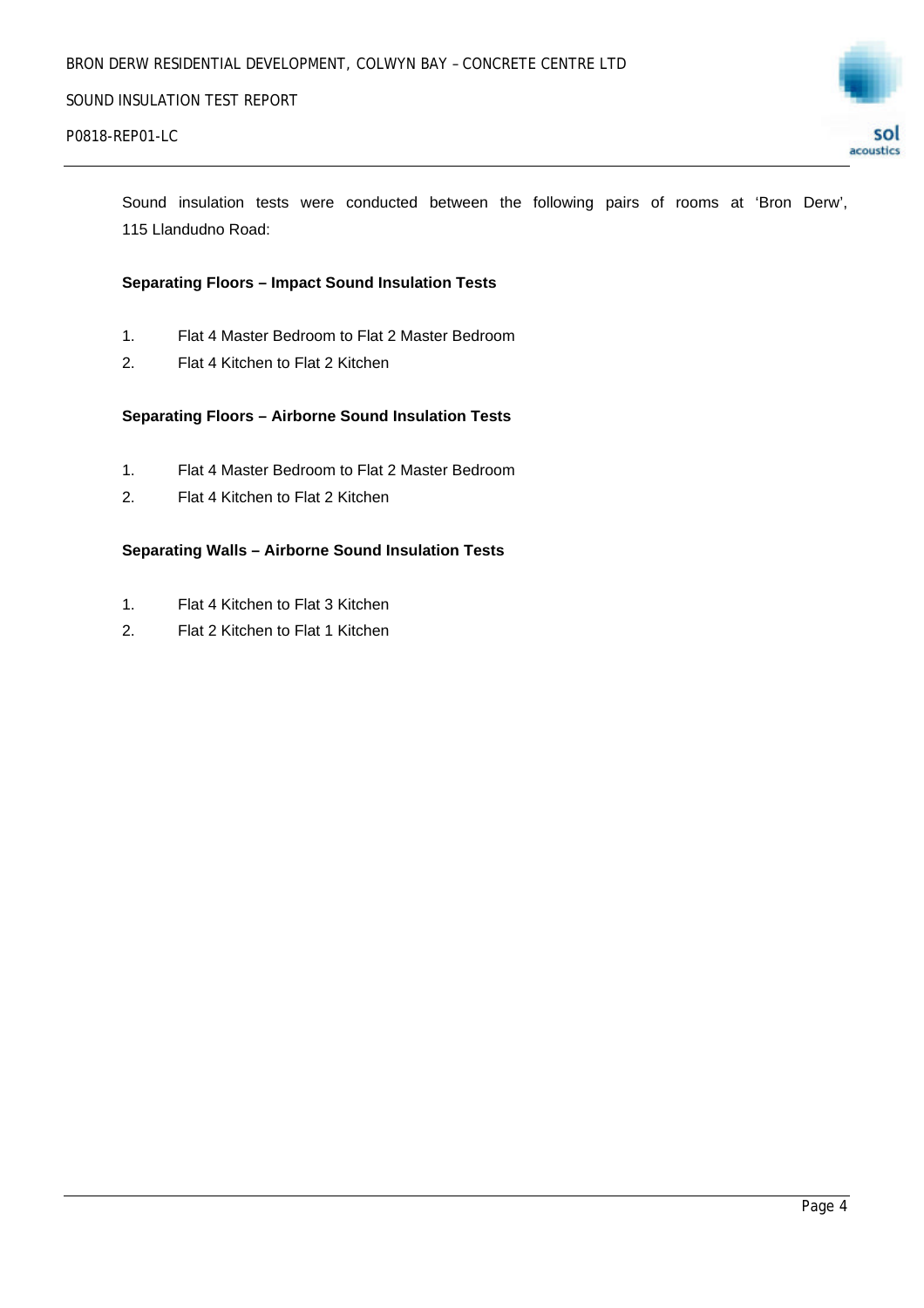Sound insulation tests were conducted between the following pairs of rooms at 'Bron Derw', 115 Llandudno Road:

**Separating Floors – Impact Sound Insulation Tests**

1. Flat 4 Master Bedroom to Flat 2 Master Bedroom
2. Flat 4 Kitchen to Flat 2 Kitchen

**Separating Floors – Airborne Sound Insulation Tests**

1. Flat 4 Master Bedroom to Flat 2 Master Bedroom
2. Flat 4 Kitchen to Flat 2 Kitchen

**Separating Walls – Airborne Sound Insulation Tests**

1. Flat 4 Kitchen to Flat 3 Kitchen
2. Flat 2 Kitchen to Flat 1 Kitchen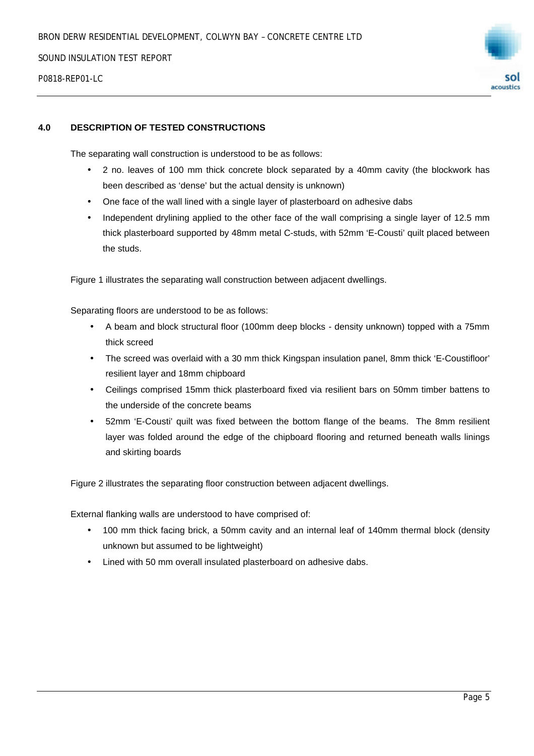## 4.0 DESCRIPTION OF TESTED CONSTRUCTIONS

The separating wall construction is understood to be as follows:

- 2 no. leaves of 100 mm thick concrete block separated by a 40mm cavity (the blockwork has been described as 'dense' but the actual density is unknown)
- One face of the wall lined with a single layer of plasterboard on adhesive dabs
- Independent drylining applied to the other face of the wall comprising a single layer of 12.5 mm thick plasterboard supported by 48mm metal C-studs, with 52mm 'E-Cousti' quilt placed between the studs.

Figure 1 illustrates the separating wall construction between adjacent dwellings.

Separating floors are understood to be as follows:

- A beam and block structural floor (100mm deep blocks - density unknown) topped with a 75mm thick screed
- The screed was overlaid with a 30 mm thick Kingspan insulation panel, 8mm thick 'E-Coustifloor' resilient layer and 18mm chipboard
- Ceilings comprised 15mm thick plasterboard fixed via resilient bars on 50mm timber battens to the underside of the concrete beams
- 52mm 'E-Cousti' quilt was fixed between the bottom flange of the beams. The 8mm resilient layer was folded around the edge of the chipboard flooring and returned beneath walls linings and skirting boards

Figure 2 illustrates the separating floor construction between adjacent dwellings.

External flanking walls are understood to have comprised of:

- 100 mm thick facing brick, a 50mm cavity and an internal leaf of 140mm thermal block (density unknown but assumed to be lightweight)
- Lined with 50 mm overall insulated plasterboard on adhesive dabs.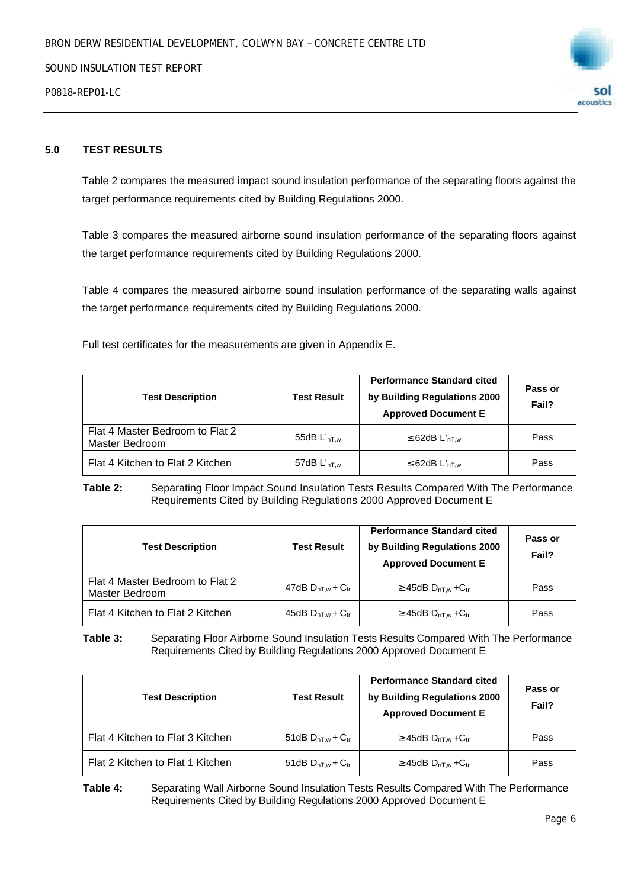## 5.0 TEST RESULTS

Table 2 compares the measured impact sound insulation performance of the separating floors against the target performance requirements cited by Building Regulations 2000.

Table 3 compares the measured airborne sound insulation performance of the separating floors against the target performance requirements cited by Building Regulations 2000.

Table 4 compares the measured airborne sound insulation performance of the separating walls against the target performance requirements cited by Building Regulations 2000.

Full test certificates for the measurements are given in Appendix E.

| Test Description | Test Result | Performance Standard cited by Building Regulations 2000 Approved Document E | Pass or Fail? |
|---|---|---|---|
| Flat 4 Master Bedroom to Flat 2 Master Bedroom | 55dB $L'_{nT,w}$ | ≤62dB $L'_{nT,w}$ | Pass |
| Flat 4 Kitchen to Flat 2 Kitchen | 57dB $L'_{nT,w}$ | ≤62dB $L'_{nT,w}$ | Pass |

**Table 2:** Separating Floor Impact Sound Insulation Tests Results Compared With The Performance Requirements Cited by Building Regulations 2000 Approved Document E

| Test Description | Test Result | Performance Standard cited by Building Regulations 2000 Approved Document E | Pass or Fail? |
|---|---|---|---|
| Flat 4 Master Bedroom to Flat 2 Master Bedroom | 47dB $D_{nT,w} + C_{tr}$ | ≥45dB $D_{nT,w} + C_{tr}$ | Pass |
| Flat 4 Kitchen to Flat 2 Kitchen | 45dB $D_{nT,w} + C_{tr}$ | ≥45dB $D_{nT,w} + C_{tr}$ | Pass |

**Table 3:** Separating Floor Airborne Sound Insulation Tests Results Compared With The Performance Requirements Cited by Building Regulations 2000 Approved Document E

| Test Description | Test Result | Performance Standard cited by Building Regulations 2000 Approved Document E | Pass or Fail? |
|---|---|---|---|
| Flat 4 Kitchen to Flat 3 Kitchen | 51dB $D_{nT,w} + C_{tr}$ | ≥45dB $D_{nT,w} + C_{tr}$ | Pass |
| Flat 2 Kitchen to Flat 1 Kitchen | 51dB $D_{nT,w} + C_{tr}$ | ≥45dB $D_{nT,w} + C_{tr}$ | Pass |

**Table 4:** Separating Wall Airborne Sound Insulation Tests Results Compared With The Performance Requirements Cited by Building Regulations 2000 Approved Document E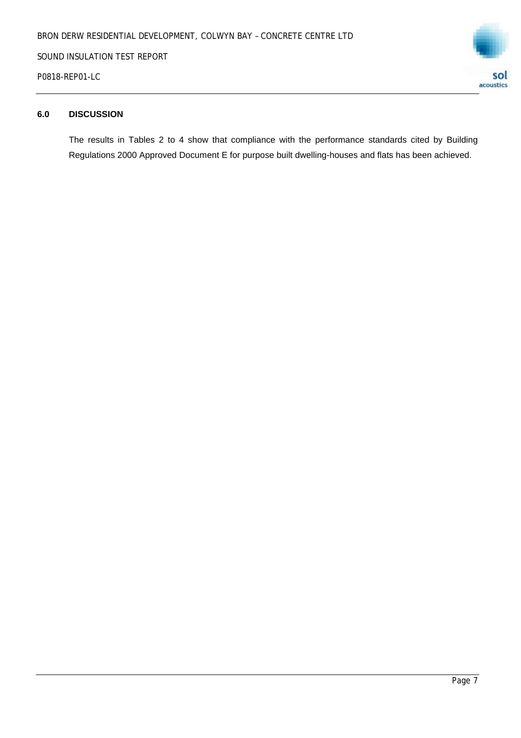## 6.0 DISCUSSION

The results in Tables 2 to 4 show that compliance with the performance standards cited by Building Regulations 2000 Approved Document E for purpose built dwelling-houses and flats has been achieved.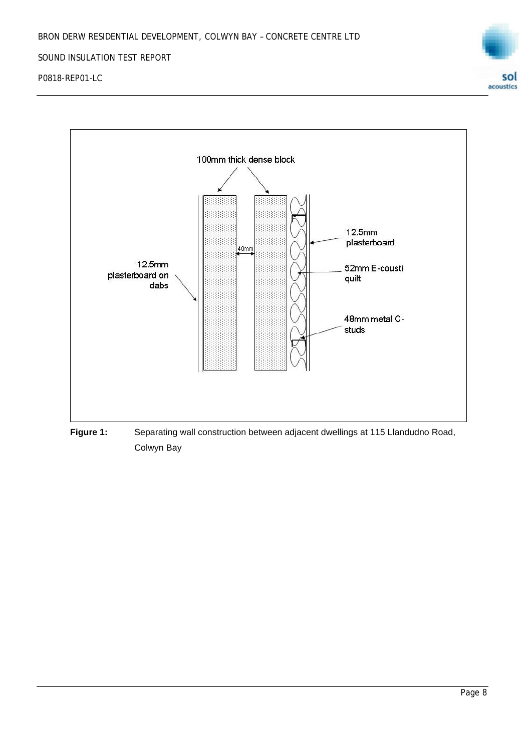100mm thick dense block

40mm

12.5mm plasterboard on dabs

12.5mm plasterboard

52mm E-cousti quilt

48mm metal C-studs

**Figure 1:** Separating wall construction between adjacent dwellings at 115 Llandudno Road, Colwyn Bay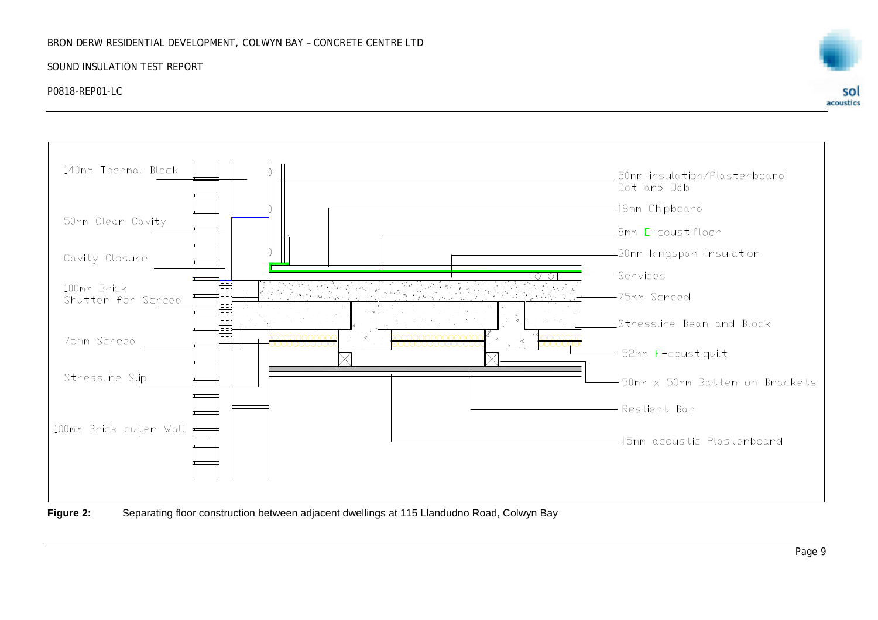140mm Thermal Block

50mm Clear Cavity

Cavity Closure

100mm Brick

Shutter for Screed

75mm Screed

Stressline Slip

100mm Brick outer Wall

50mm insulation/Plasterboard Dot and Dab

18mm Chipboard

8mm E-coustifloor

30mm kingspan Insulation

Services

75mm Screed

Stressline Beam and Block

52mm E-coustiquilt

50mm x 50mm Batten on Brackets

Resilient Bar

15mm acoustic Plasterboard

**Figure 2:** Separating floor construction between adjacent dwellings at 115 Llandudno Road, Colwyn Bay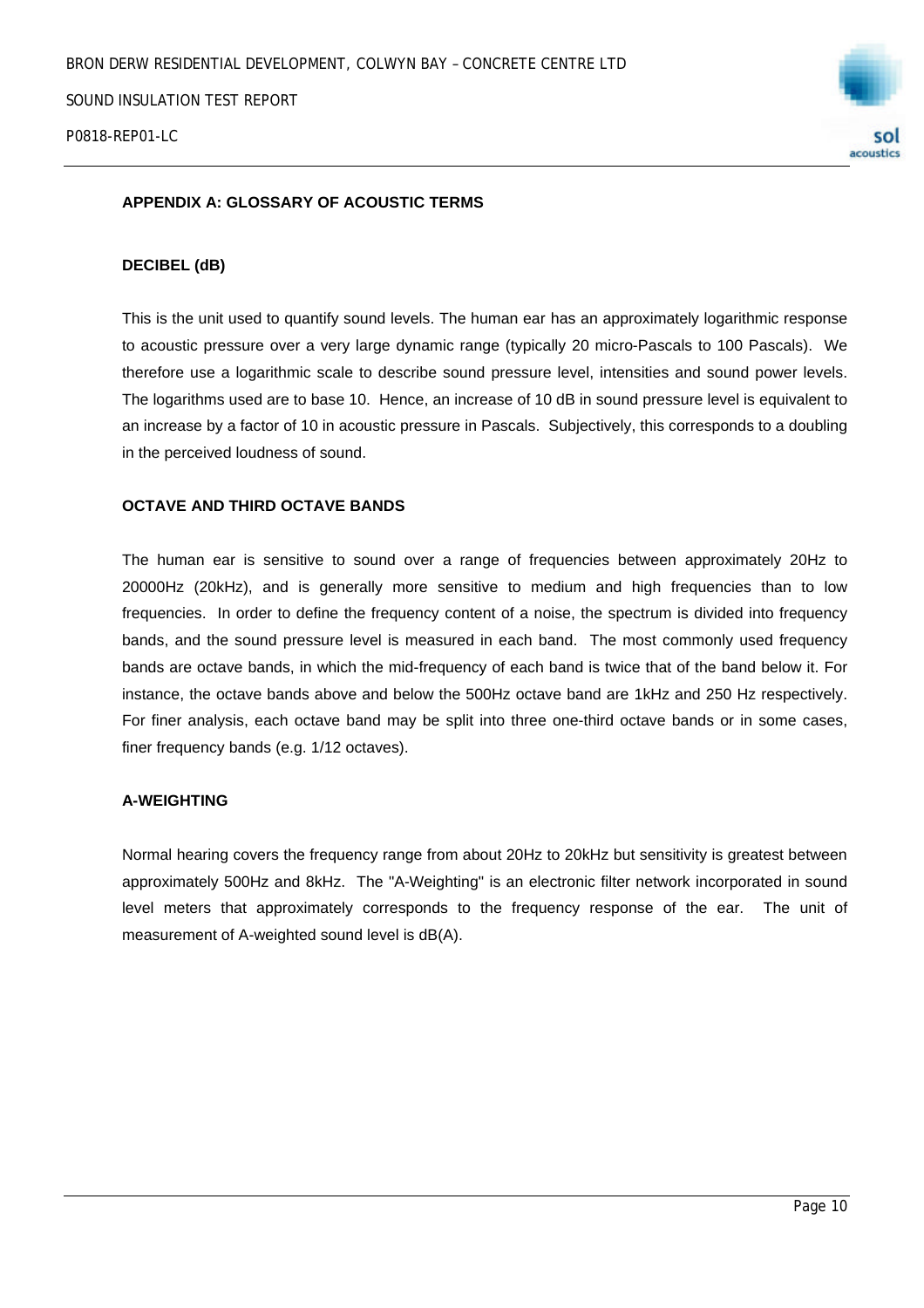## APPENDIX A: GLOSSARY OF ACOUSTIC TERMS

### DECIBEL (dB)

This is the unit used to quantify sound levels. The human ear has an approximately logarithmic response to acoustic pressure over a very large dynamic range (typically 20 micro-Pascals to 100 Pascals). We therefore use a logarithmic scale to describe sound pressure level, intensities and sound power levels. The logarithms used are to base 10. Hence, an increase of 10 dB in sound pressure level is equivalent to an increase by a factor of 10 in acoustic pressure in Pascals. Subjectively, this corresponds to a doubling in the perceived loudness of sound.

### OCTAVE AND THIRD OCTAVE BANDS

The human ear is sensitive to sound over a range of frequencies between approximately 20Hz to 20000Hz (20kHz), and is generally more sensitive to medium and high frequencies than to low frequencies. In order to define the frequency content of a noise, the spectrum is divided into frequency bands, and the sound pressure level is measured in each band. The most commonly used frequency bands are octave bands, in which the mid-frequency of each band is twice that of the band below it. For instance, the octave bands above and below the 500Hz octave band are 1kHz and 250 Hz respectively. For finer analysis, each octave band may be split into three one-third octave bands or in some cases, finer frequency bands (e.g. 1/12 octaves).

### A-WEIGHTING

Normal hearing covers the frequency range from about 20Hz to 20kHz but sensitivity is greatest between approximately 500Hz and 8kHz. The "A-Weighting" is an electronic filter network incorporated in sound level meters that approximately corresponds to the frequency response of the ear. The unit of measurement of A-weighted sound level is dB(A).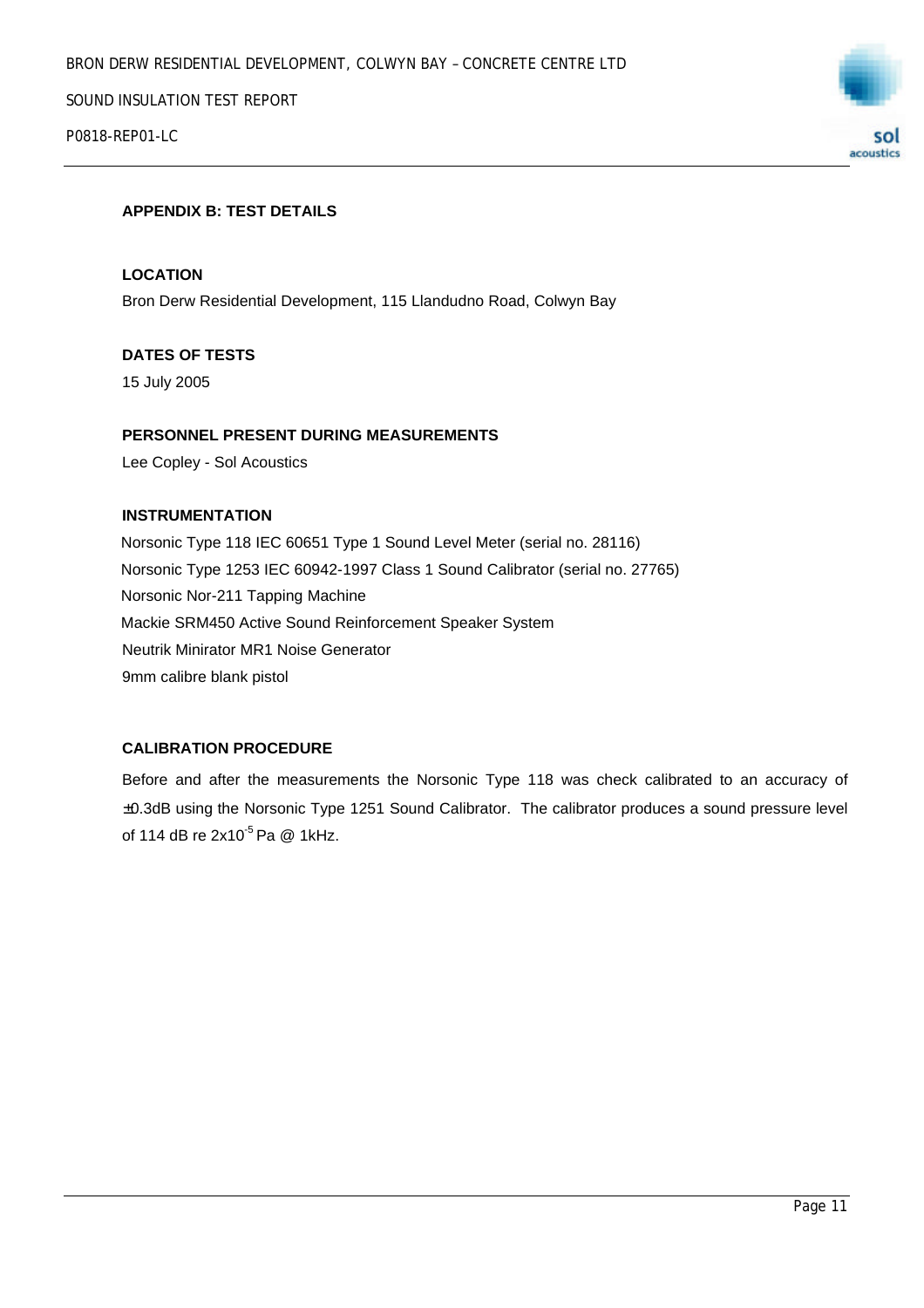## APPENDIX B: TEST DETAILS

### LOCATION

Bron Derw Residential Development, 115 Llandudno Road, Colwyn Bay

### DATES OF TESTS

15 July 2005

### PERSONNEL PRESENT DURING MEASUREMENTS

Lee Copley - Sol Acoustics

### INSTRUMENTATION

Norsonic Type 118 IEC 60651 Type 1 Sound Level Meter (serial no. 28116)
Norsonic Type 1253 IEC 60942-1997 Class 1 Sound Calibrator (serial no. 27765)
Norsonic Nor-211 Tapping Machine
Mackie SRM450 Active Sound Reinforcement Speaker System
Neutrik Minirator MR1 Noise Generator
9mm calibre blank pistol

### CALIBRATION PROCEDURE

Before and after the measurements the Norsonic Type 118 was check calibrated to an accuracy of ±0.3dB using the Norsonic Type 1251 Sound Calibrator. The calibrator produces a sound pressure level of 114 dB re $2 \times 10^{-5}$ Pa @ 1kHz.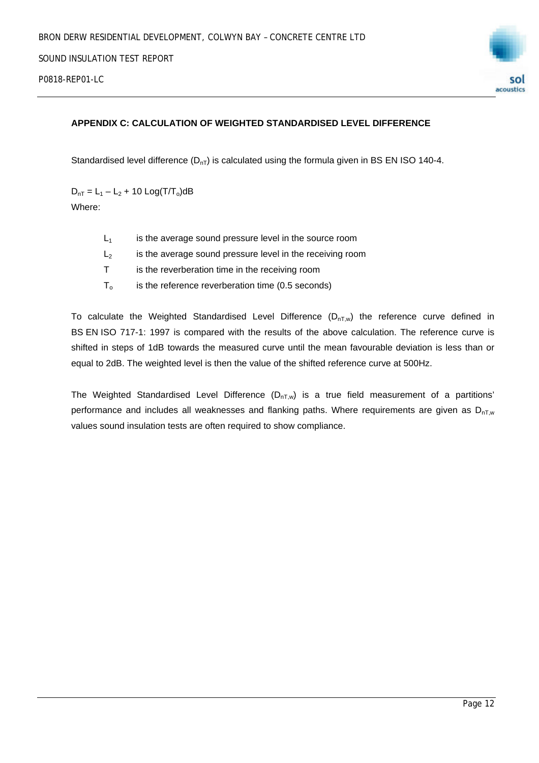## APPENDIX C: CALCULATION OF WEIGHTED STANDARDISED LEVEL DIFFERENCE

Standardised level difference ($D_{nT}$) is calculated using the formula given in BS EN ISO 140-4.

$D_{nT} = L_1 – L_2 + 10\ \text{Log}(T/T_o)\text{dB}$

Where:

- $L_1$ is the average sound pressure level in the source room
- $L_2$ is the average sound pressure level in the receiving room
- $T$ is the reverberation time in the receiving room
- $T_o$ is the reference reverberation time (0.5 seconds)

To calculate the Weighted Standardised Level Difference ($D_{nT,w}$) the reference curve defined in BS EN ISO 717-1: 1997 is compared with the results of the above calculation. The reference curve is shifted in steps of 1dB towards the measured curve until the mean favourable deviation is less than or equal to 2dB. The weighted level is then the value of the shifted reference curve at 500Hz.

The Weighted Standardised Level Difference ($D_{nT,w}$) is a true field measurement of a partitions' performance and includes all weaknesses and flanking paths. Where requirements are given as $D_{nT,w}$ values sound insulation tests are often required to show compliance.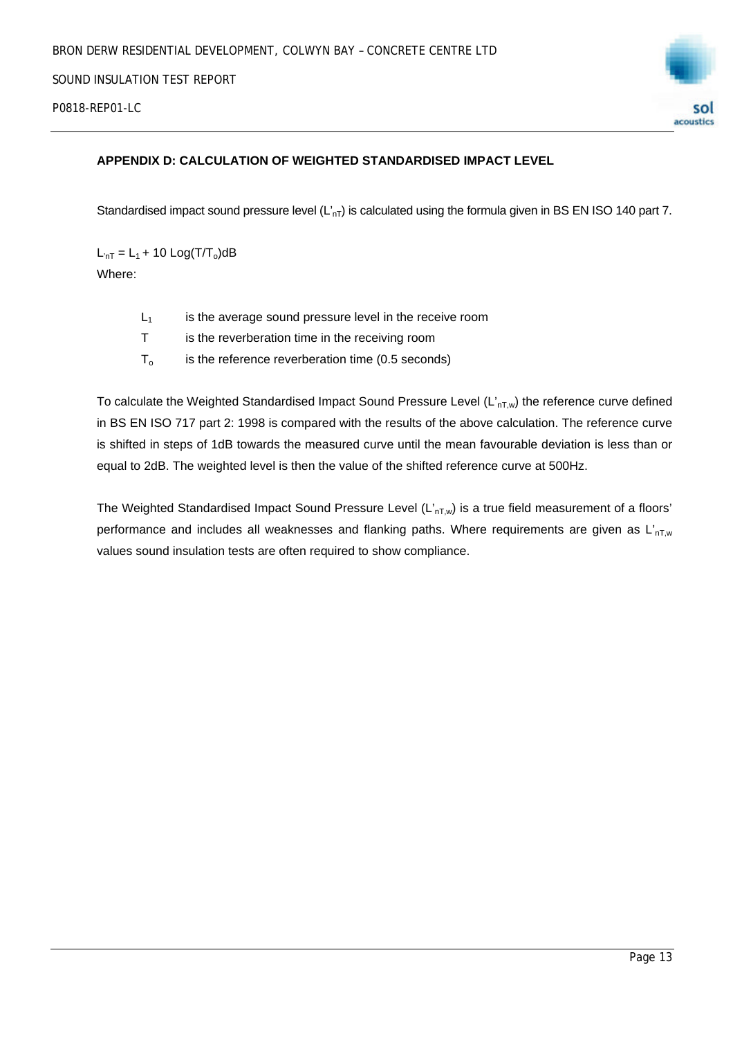### APPENDIX D: CALCULATION OF WEIGHTED STANDARDISED IMPACT LEVEL

Standardised impact sound pressure level ($L'_{nT}$) is calculated using the formula given in BS EN ISO 140 part 7.

$$L_{'nT} = L_1 + 10\ \text{Log}(T/T_o)\text{dB}$$

Where:

- $L_1$ is the average sound pressure level in the receive room
- $T$ is the reverberation time in the receiving room
- $T_o$ is the reference reverberation time (0.5 seconds)

To calculate the Weighted Standardised Impact Sound Pressure Level ($L'_{nT,w}$) the reference curve defined in BS EN ISO 717 part 2: 1998 is compared with the results of the above calculation. The reference curve is shifted in steps of 1dB towards the measured curve until the mean favourable deviation is less than or equal to 2dB. The weighted level is then the value of the shifted reference curve at 500Hz.

The Weighted Standardised Impact Sound Pressure Level ($L'_{nT,w}$) is a true field measurement of a floors' performance and includes all weaknesses and flanking paths. Where requirements are given as $L'_{nT,w}$ values sound insulation tests are often required to show compliance.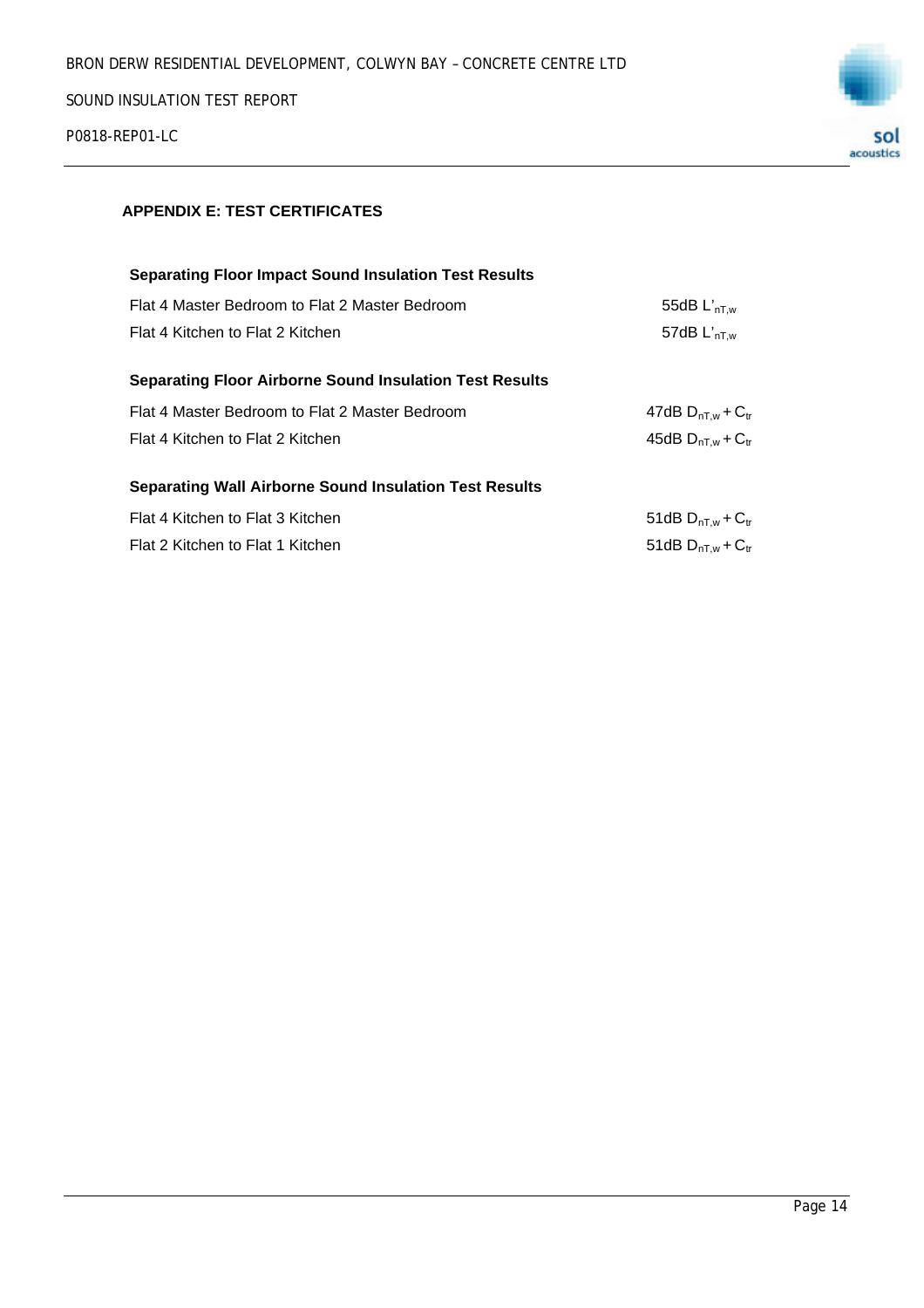## APPENDIX E: TEST CERTIFICATES

**Separating Floor Impact Sound Insulation Test Results**

| | |
|---|---|
| Flat 4 Master Bedroom to Flat 2 Master Bedroom | 55dB $L'_{nT,w}$ |
| Flat 4 Kitchen to Flat 2 Kitchen | 57dB $L'_{nT,w}$ |

**Separating Floor Airborne Sound Insulation Test Results**

| | |
|---|---|
| Flat 4 Master Bedroom to Flat 2 Master Bedroom | 47dB $D_{nT,w} + C_{tr}$ |
| Flat 4 Kitchen to Flat 2 Kitchen | 45dB $D_{nT,w} + C_{tr}$ |

**Separating Wall Airborne Sound Insulation Test Results**

| | |
|---|---|
| Flat 4 Kitchen to Flat 3 Kitchen | 51dB $D_{nT,w} + C_{tr}$ |
| Flat 2 Kitchen to Flat 1 Kitchen | 51dB $D_{nT,w} + C_{tr}$ |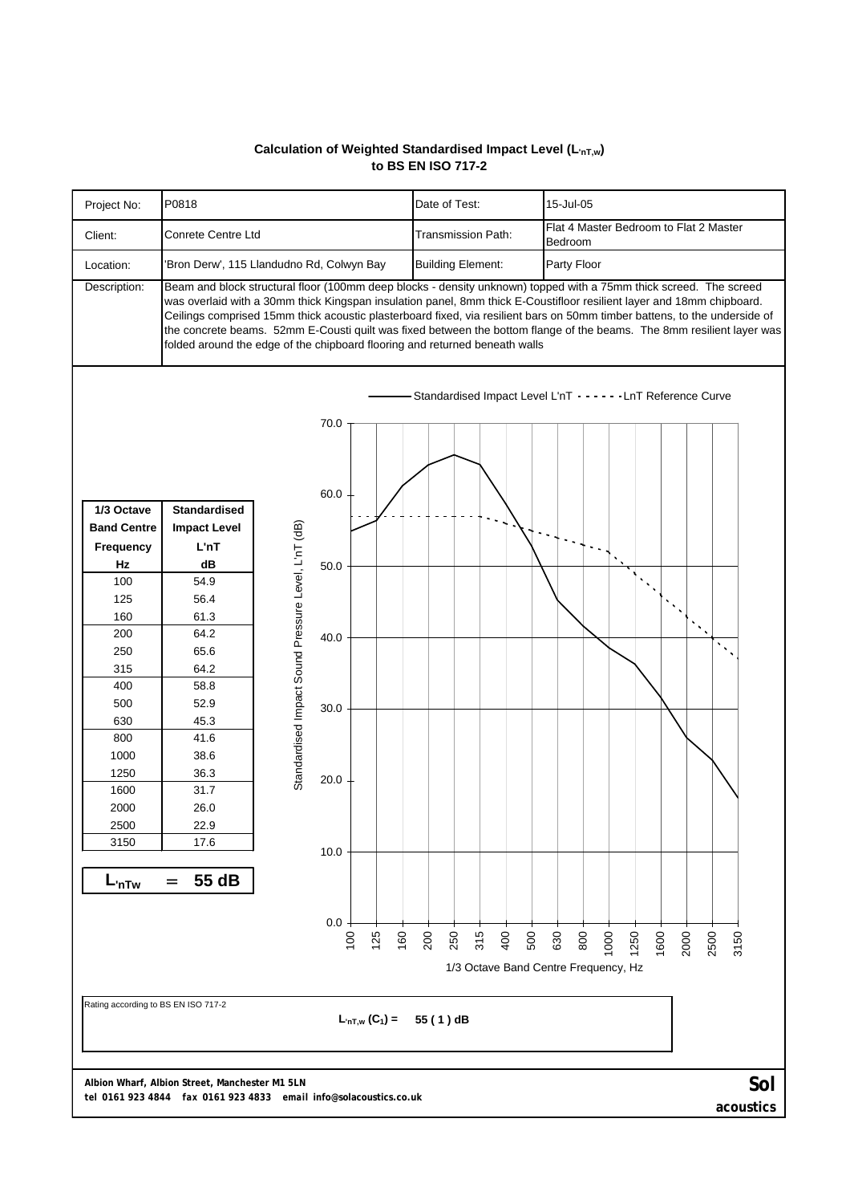## Calculation of Weighted Standardised Impact Level ($L_{'nT,w}$) to BS EN ISO 717-2

| | | | |
|---|---|---|---|
| Project No: | P0818 | Date of Test: | 15-Jul-05 |
| Client: | Conrete Centre Ltd | Transmission Path: | Flat 4 Master Bedroom to Flat 2 Master Bedroom |
| Location: | 'Bron Derw', 115 Llandudno Rd, Colwyn Bay | Building Element: | Party Floor |
| Description: | Beam and block structural floor (100mm deep blocks - density unknown) topped with a 75mm thick screed. The screed was overlaid with a 30mm thick Kingspan insulation panel, 8mm thick E-Coustifloor resilient layer and 18mm chipboard. Ceilings comprised 15mm thick acoustic plasterboard fixed, via resilient bars on 50mm timber battens, to the underside of the concrete beams. 52mm E-Cousti quilt was fixed between the bottom flange of the beams. The 8mm resilient layer was folded around the edge of the chipboard flooring and returned beneath walls | | |

| 1/3 Octave Band Centre Frequency Hz | Standardised Impact Level L'nT dB |
|---|---|
| 100 | 54.9 |
| 125 | 56.4 |
| 160 | 61.3 |
| 200 | 64.2 |
| 250 | 65.6 |
| 315 | 64.2 |
| 400 | 58.8 |
| 500 | 52.9 |
| 630 | 45.3 |
| 800 | 41.6 |
| 1000 | 38.6 |
| 1250 | 36.3 |
| 1600 | 31.7 |
| 2000 | 26.0 |
| 2500 | 22.9 |
| 3150 | 17.6 |

$L_{'nTw}$ = 55 dB

Chart legend: Standardised Impact Level L'nT; LnT Reference Curve

Y-axis: Standardised Impact Sound Pressure Level, L'nT (dB)

X-axis: 1/3 Octave Band Centre Frequency, Hz

Rating according to BS EN ISO 717-2

$L_{'nT,w}$ ($C_1$) = 55 ( 1 ) dB

**Albion Wharf, Albion Street, Manchester M1 5LN**
**tel 0161 923 4844 fax 0161 923 4833 email info@solacoustics.co.uk**

**Sol acoustics**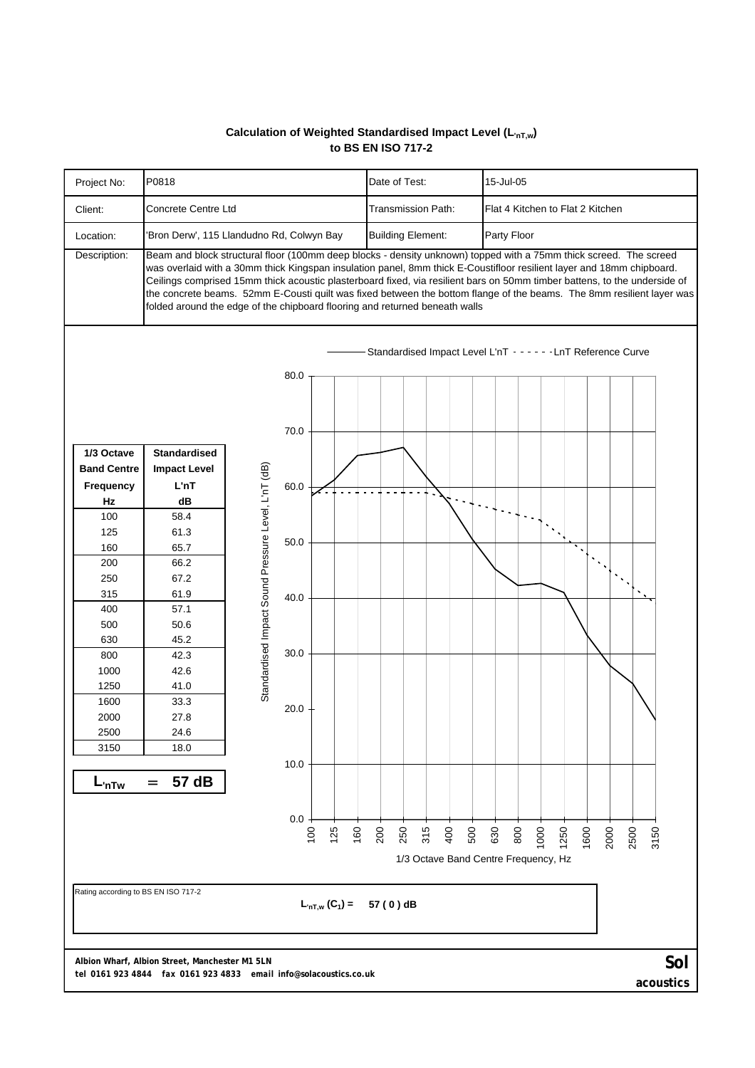# Calculation of Weighted Standardised Impact Level ($L_{'nT,w}$) to BS EN ISO 717-2

| | | | |
|---|---|---|---|
| Project No: | P0818 | Date of Test: | 15-Jul-05 |
| Client: | Concrete Centre Ltd | Transmission Path: | Flat 4 Kitchen to Flat 2 Kitchen |
| Location: | 'Bron Derw', 115 Llandudno Rd, Colwyn Bay | Building Element: | Party Floor |
| Description: | Beam and block structural floor (100mm deep blocks - density unknown) topped with a 75mm thick screed. The screed was overlaid with a 30mm thick Kingspan insulation panel, 8mm thick E-Coustifloor resilient layer and 18mm chipboard. Ceilings comprised 15mm thick acoustic plasterboard fixed, via resilient bars on 50mm timber battens, to the underside of the concrete beams. 52mm E-Cousti quilt was fixed between the bottom flange of the beams. The 8mm resilient layer was folded around the edge of the chipboard flooring and returned beneath walls | | |

| 1/3 Octave Band Centre Frequency Hz | Standardised Impact Level L'nT dB |
|---|---|
| 100 | 58.4 |
| 125 | 61.3 |
| 160 | 65.7 |
| 200 | 66.2 |
| 250 | 67.2 |
| 315 | 61.9 |
| 400 | 57.1 |
| 500 | 50.6 |
| 630 | 45.2 |
| 800 | 42.3 |
| 1000 | 42.6 |
| 1250 | 41.0 |
| 1600 | 33.3 |
| 2000 | 27.8 |
| 2500 | 24.6 |
| 3150 | 18.0 |

**$L_{'nTw}$ = 57 dB**

Rating according to BS EN ISO 717-2

$L_{'nT,w}$ ($C_I$) = 57 ( 0 ) dB

Albion Wharf, Albion Street, Manchester M1 5LN
tel 0161 923 4844 fax 0161 923 4833 email info@solacoustics.co.uk

Sol acoustics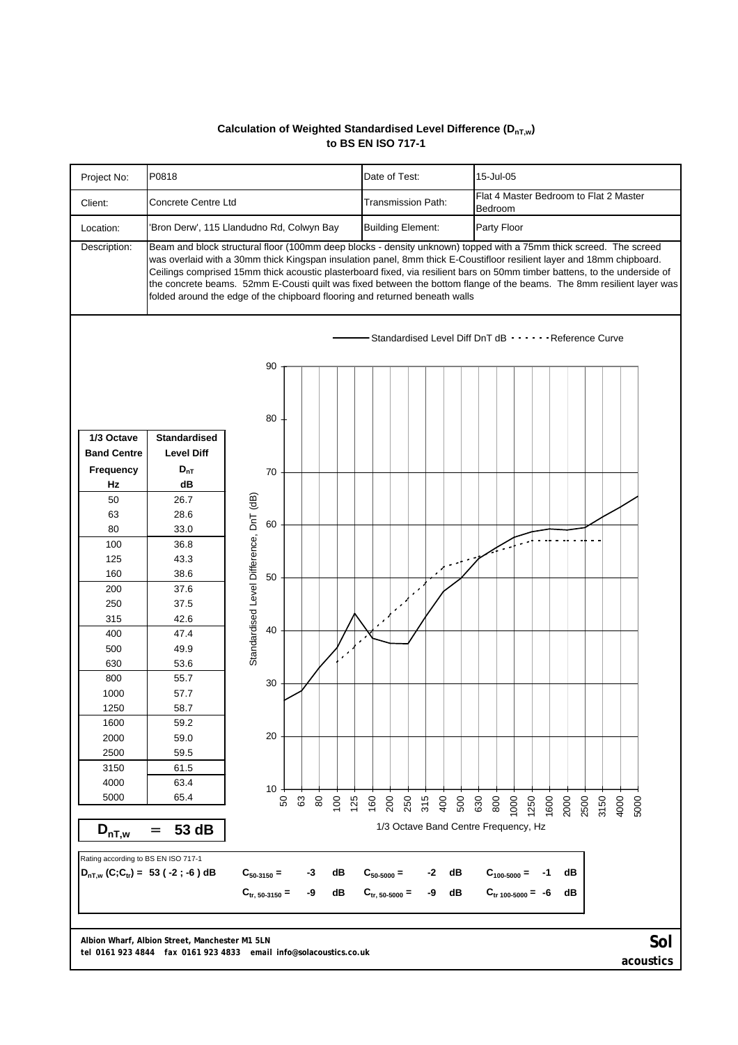**Calculation of Weighted Standardised Level Difference ($D_{nT,w}$) to BS EN ISO 717-1**

| | | | |
|---|---|---|---|
| Project No: | P0818 | Date of Test: | 15-Jul-05 |
| Client: | Concrete Centre Ltd | Transmission Path: | Flat 4 Master Bedroom to Flat 2 Master Bedroom |
| Location: | 'Bron Derw', 115 Llandudno Rd, Colwyn Bay | Building Element: | Party Floor |

Description: Beam and block structural floor (100mm deep blocks - density unknown) topped with a 75mm thick screed. The screed was overlaid with a 30mm thick Kingspan insulation panel, 8mm thick E-Coustifloor resilient layer and 18mm chipboard. Ceilings comprised 15mm thick acoustic plasterboard fixed, via resilient bars on 50mm timber battens, to the underside of the concrete beams. 52mm E-Cousti quilt was fixed between the bottom flange of the beams. The 8mm resilient layer was folded around the edge of the chipboard flooring and returned beneath walls

| 1/3 Octave Band Centre Frequency Hz | Standardised Level Diff $D_{nT}$ dB |
|---|---|
| 50 | 26.7 |
| 63 | 28.6 |
| 80 | 33.0 |
| 100 | 36.8 |
| 125 | 43.3 |
| 160 | 38.6 |
| 200 | 37.6 |
| 250 | 37.5 |
| 315 | 42.6 |
| 400 | 47.4 |
| 500 | 49.9 |
| 630 | 53.6 |
| 800 | 55.7 |
| 1000 | 57.7 |
| 1250 | 58.7 |
| 1600 | 59.2 |
| 2000 | 59.0 |
| 2500 | 59.5 |
| 3150 | 61.5 |
| 4000 | 63.4 |
| 5000 | 65.4 |

**$D_{nT,w}$ = 53 dB**

Rating according to BS EN ISO 717-1

**$D_{nT,w}$ ($C;C_{tr}$) = 53 ( -2 ; -6 ) dB**

| | | |
|---|---|---|
| $C_{50-3150}$ = -3 dB | $C_{50-5000}$ = -2 dB | $C_{100-5000}$ = -1 dB |
| $C_{tr, 50-3150}$ = -9 dB | $C_{tr, 50-5000}$ = -9 dB | $C_{tr\ 100-5000}$ = -6 dB |

Albion Wharf, Albion Street, Manchester M1 5LN
tel 0161 923 4844 fax 0161 923 4833 email info@solacoustics.co.uk

Sol acoustics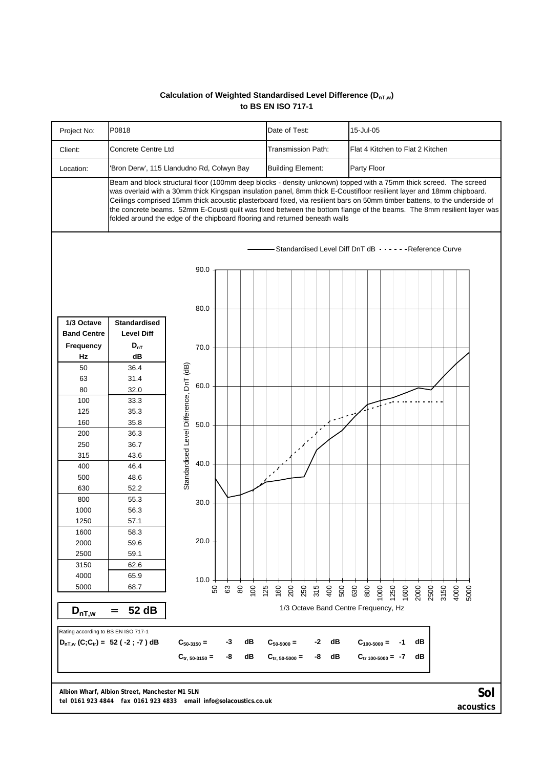**Calculation of Weighted Standardised Level Difference ($D_{nT,w}$)**
**to BS EN ISO 717-1**

| | | | |
|---|---|---|---|
| Project No: | P0818 | Date of Test: | 15-Jul-05 |
| Client: | Concrete Centre Ltd | Transmission Path: | Flat 4 Kitchen to Flat 2 Kitchen |
| Location: | 'Bron Derw', 115 Llandudno Rd, Colwyn Bay | Building Element: | Party Floor |

Beam and block structural floor (100mm deep blocks - density unknown) topped with a 75mm thick screed. The screed was overlaid with a 30mm thick Kingspan insulation panel, 8mm thick E-Coustifloor resilient layer and 18mm chipboard. Ceilings comprised 15mm thick acoustic plasterboard fixed, via resilient bars on 50mm timber battens, to the underside of the concrete beams. 52mm E-Cousti quilt was fixed between the bottom flange of the beams. The 8mm resilient layer was folded around the edge of the chipboard flooring and returned beneath walls

| 1/3 Octave Band Centre Frequency Hz | Standardised Level Diff $D_{nT}$ dB |
|---|---|
| 50 | 36.4 |
| 63 | 31.4 |
| 80 | 32.0 |
| 100 | 33.3 |
| 125 | 35.3 |
| 160 | 35.8 |
| 200 | 36.3 |
| 250 | 36.7 |
| 315 | 43.6 |
| 400 | 46.4 |
| 500 | 48.6 |
| 630 | 52.2 |
| 800 | 55.3 |
| 1000 | 56.3 |
| 1250 | 57.1 |
| 1600 | 58.3 |
| 2000 | 59.6 |
| 2500 | 59.1 |
| 3150 | 62.6 |
| 4000 | 65.9 |
| 5000 | 68.7 |

Legend: Standardised Level Diff DnT dB; Reference Curve

Y-axis: Standardised Level Difference, DnT (dB)

X-axis: 1/3 Octave Band Centre Frequency, Hz

**$D_{nT,w}$ = 52 dB**

Rating according to BS EN ISO 717-1

| | | | |
|---|---|---|---|
| **$D_{nT,w}$ ($C;C_{tr}$) = 52 ( -2 ; -7 ) dB** | $C_{50\text{-}3150}$ = -3 dB | $C_{50\text{-}5000}$ = -2 dB | $C_{100\text{-}5000}$ = -1 dB |
| | $C_{tr,\,50\text{-}3150}$ = -8 dB | $C_{tr,\,50\text{-}5000}$ = -8 dB | $C_{tr\,100\text{-}5000}$ = -7 dB |

**Albion Wharf, Albion Street, Manchester M1 5LN**
**tel 0161 923 4844 fax 0161 923 4833 email info@solacoustics.co.uk**

**Sol acoustics**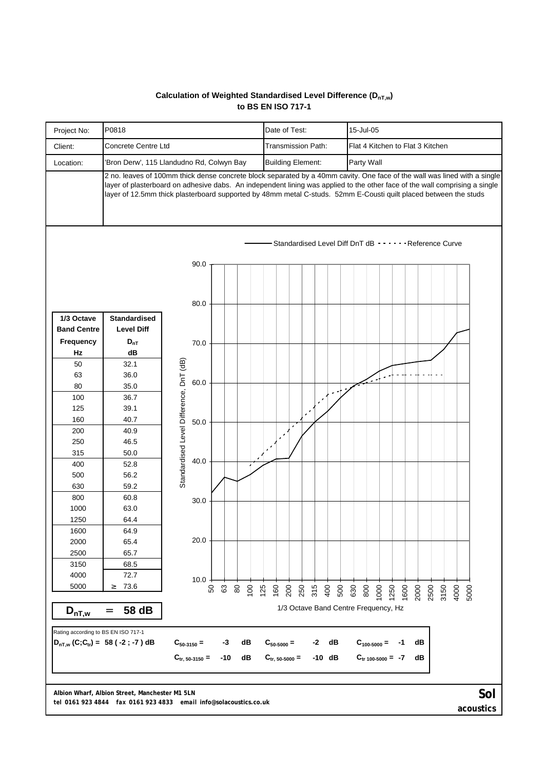## Calculation of Weighted Standardised Level Difference ($D_{nT,w}$) to BS EN ISO 717-1

| | | | |
|---|---|---|---|
| Project No: | P0818 | Date of Test: | 15-Jul-05 |
| Client: | Concrete Centre Ltd | Transmission Path: | Flat 4 Kitchen to Flat 3 Kitchen |
| Location: | 'Bron Derw', 115 Llandudno Rd, Colwyn Bay | Building Element: | Party Wall |

2 no. leaves of 100mm thick dense concrete block separated by a 40mm cavity. One face of the wall was lined with a single layer of plasterboard on adhesive dabs. An independent lining was applied to the other face of the wall comprising a single layer of 12.5mm thick plasterboard supported by 48mm metal C-studs. 52mm E-Cousti quilt placed between the studs

| 1/3 Octave Band Centre Frequency Hz | Standardised Level Diff $D_{nT}$ dB |
|---|---|
| 50 | 32.1 |
| 63 | 36.0 |
| 80 | 35.0 |
| 100 | 36.7 |
| 125 | 39.1 |
| 160 | 40.7 |
| 200 | 40.9 |
| 250 | 46.5 |
| 315 | 50.0 |
| 400 | 52.8 |
| 500 | 56.2 |
| 630 | 59.2 |
| 800 | 60.8 |
| 1000 | 63.0 |
| 1250 | 64.4 |
| 1600 | 64.9 |
| 2000 | 65.4 |
| 2500 | 65.7 |
| 3150 | 68.5 |
| 4000 | 72.7 |
| 5000 | ≥ 73.6 |

Graph legend: Standardised Level Diff DnT dB; Reference Curve. Y-axis: Standardised Level Difference, DnT (dB). X-axis: 1/3 Octave Band Centre Frequency, Hz

**$D_{nT,w}$ = 58 dB**

Rating according to BS EN ISO 717-1

**$D_{nT,w}$ ($C;C_{tr}$) = 58 ( -2 ; -7 ) dB**

| | | |
|---|---|---|
| $C_{50-3150}$ = -3 dB | $C_{50-5000}$ = -2 dB | $C_{100-5000}$ = -1 dB |
| $C_{tr,\,50-3150}$ = -10 dB | $C_{tr,\,50-5000}$ = -10 dB | $C_{tr\,100-5000}$ = -7 dB |

Albion Wharf, Albion Street, Manchester M1 5LN
tel 0161 923 4844 fax 0161 923 4833 email info@solacoustics.co.uk

**Sol acoustics**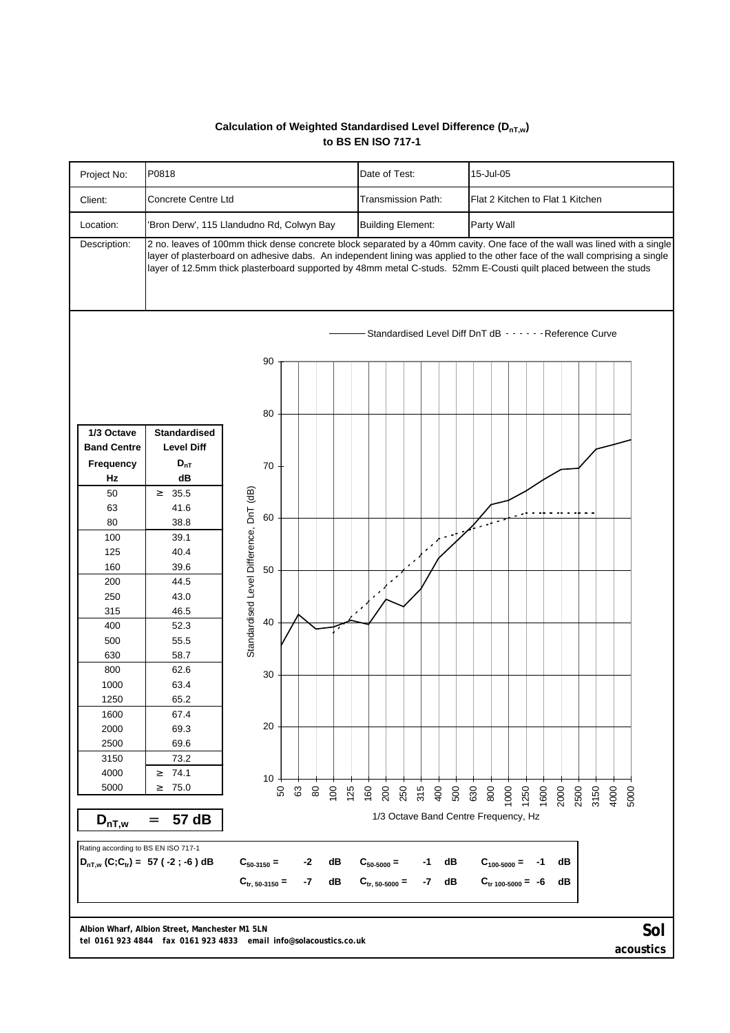## Calculation of Weighted Standardised Level Difference ($D_{nT,w}$) to BS EN ISO 717-1

| | | | |
|---|---|---|---|
| Project No: | P0818 | Date of Test: | 15-Jul-05 |
| Client: | Concrete Centre Ltd | Transmission Path: | Flat 2 Kitchen to Flat 1 Kitchen |
| Location: | 'Bron Derw', 115 Llandudno Rd, Colwyn Bay | Building Element: | Party Wall |
| Description: | 2 no. leaves of 100mm thick dense concrete block separated by a 40mm cavity. One face of the wall was lined with a single layer of plasterboard on adhesive dabs. An independent lining was applied to the other face of the wall comprising a single layer of 12.5mm thick plasterboard supported by 48mm metal C-studs. 52mm E-Cousti quilt placed between the studs | | |

| 1/3 Octave Band Centre Frequency Hz | Standardised Level Diff $D_{nT}$ dB |
|---|---|
| 50 | ≥ 35.5 |
| 63 | 41.6 |
| 80 | 38.8 |
| 100 | 39.1 |
| 125 | 40.4 |
| 160 | 39.6 |
| 200 | 44.5 |
| 250 | 43.0 |
| 315 | 46.5 |
| 400 | 52.3 |
| 500 | 55.5 |
| 630 | 58.7 |
| 800 | 62.6 |
| 1000 | 63.4 |
| 1250 | 65.2 |
| 1600 | 67.4 |
| 2000 | 69.3 |
| 2500 | 69.6 |
| 3150 | 73.2 |
| 4000 | ≥ 74.1 |
| 5000 | ≥ 75.0 |

Standardised Level Diff DnT dB
Reference Curve

Standardised Level Difference, DnT (dB)

90
80
70
60
50
40
30
20
10

50 63 80 100 125 160 200 250 315 400 500 630 800 1000 1250 1600 2000 2500 3150 4000 5000

1/3 Octave Band Centre Frequency, Hz

$D_{nT,w}$ = 57 dB

Rating according to BS EN ISO 717-1

$D_{nT,w}$ ($C$;$C_{tr}$) = 57 ( -2 ; -6 ) dB

| | | | |
|---|---|---|---|
| $C_{50\text{-}3150}$ = -2 dB | $C_{50\text{-}5000}$ = -1 dB | $C_{100\text{-}5000}$ = -1 dB |
| $C_{tr,\,50\text{-}3150}$ = -7 dB | $C_{tr,\,50\text{-}5000}$ = -7 dB | $C_{tr\,100\text{-}5000}$ = -6 dB |

**Albion Wharf, Albion Street, Manchester M1 5LN**
**tel 0161 923 4844 fax 0161 923 4833 email info@solacoustics.co.uk**

**Sol acoustics**